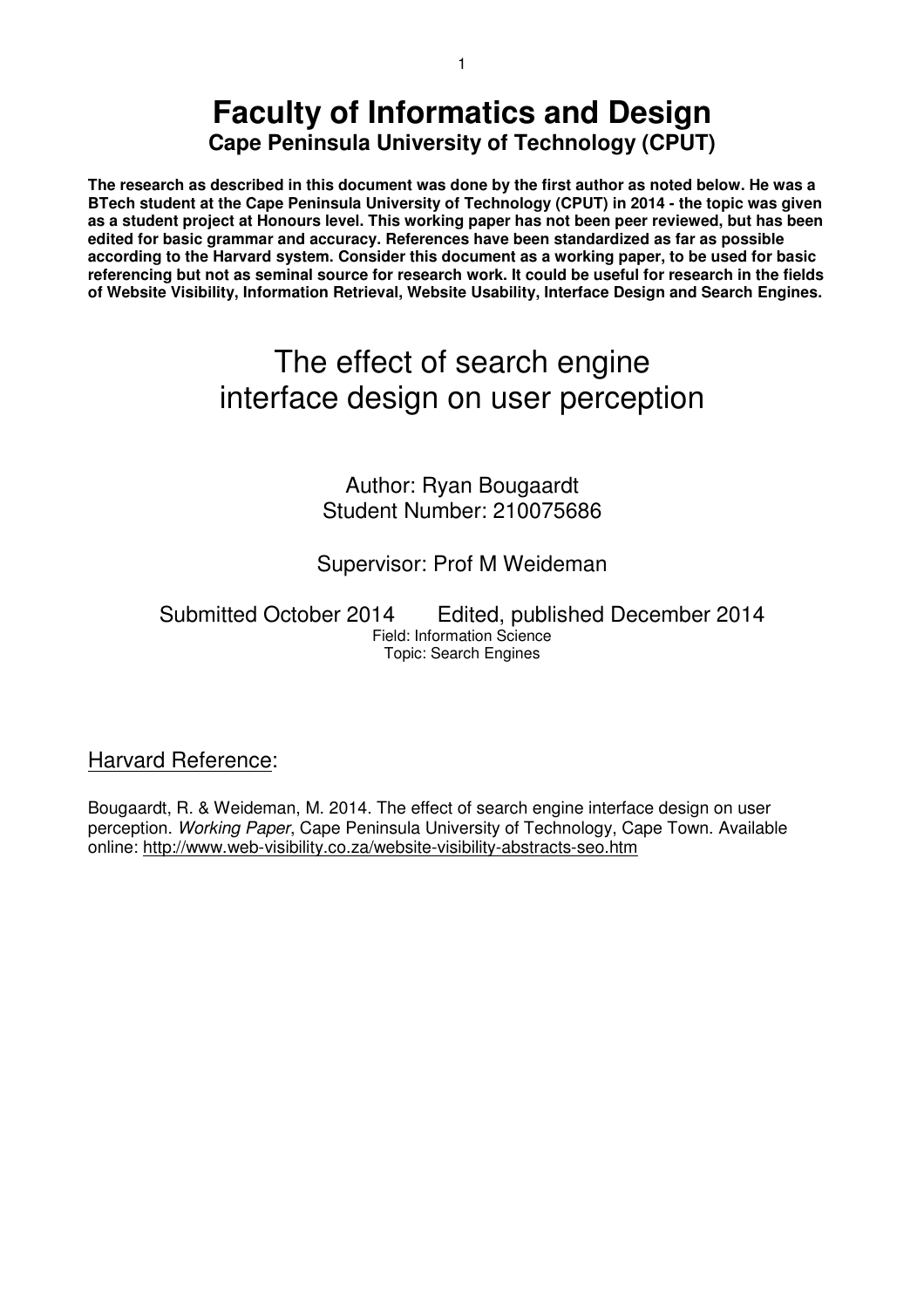# Faculty of Informatics and Design

**Cape Peninsula University of Technology (CPUT)**

**The research as described in this document was done by the first author as noted below. He was a BTech student at the Cape Peninsula University of Technology (CPUT) in 2014 - the topic was given as a student project at Honours level. This working paper has not been peer reviewed, but has been edited for basic grammar and accuracy. References have been standardized as far as possible according to the Harvard system. Consider this document as a working paper, to be used for basic referencing but not as seminal source for research work. It could be useful for research in the fields of Website Visibility, Information Retrieval, Website Usability, Interface Design and Search Engines.**

## The effect of search engine interface design on user perception

Author: Ryan Bougaardt
Student Number: 210075686

Supervisor: Prof M Weideman

Submitted October 2014 Edited, published December 2014
Field: Information Science
Topic: Search Engines

Harvard Reference:

Bougaardt, R. & Weideman, M. 2014. The effect of search engine interface design on user perception. *Working Paper*, Cape Peninsula University of Technology, Cape Town. Available online: http://www.web-visibility.co.za/website-visibility-abstracts-seo.htm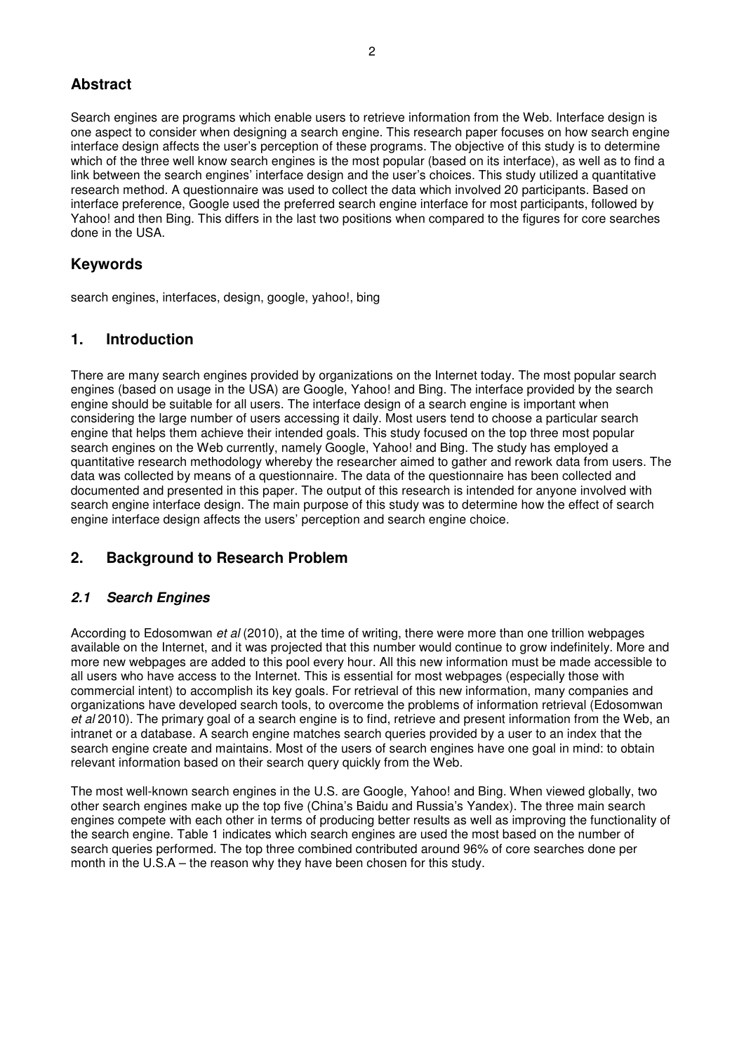## Abstract

Search engines are programs which enable users to retrieve information from the Web. Interface design is one aspect to consider when designing a search engine. This research paper focuses on how search engine interface design affects the user's perception of these programs. The objective of this study is to determine which of the three well know search engines is the most popular (based on its interface), as well as to find a link between the search engines' interface design and the user's choices. This study utilized a quantitative research method. A questionnaire was used to collect the data which involved 20 participants. Based on interface preference, Google used the preferred search engine interface for most participants, followed by Yahoo! and then Bing. This differs in the last two positions when compared to the figures for core searches done in the USA.

## Keywords

search engines, interfaces, design, google, yahoo!, bing

## 1. Introduction

There are many search engines provided by organizations on the Internet today. The most popular search engines (based on usage in the USA) are Google, Yahoo! and Bing. The interface provided by the search engine should be suitable for all users. The interface design of a search engine is important when considering the large number of users accessing it daily. Most users tend to choose a particular search engine that helps them achieve their intended goals. This study focused on the top three most popular search engines on the Web currently, namely Google, Yahoo! and Bing. The study has employed a quantitative research methodology whereby the researcher aimed to gather and rework data from users. The data was collected by means of a questionnaire. The data of the questionnaire has been collected and documented and presented in this paper. The output of this research is intended for anyone involved with search engine interface design. The main purpose of this study was to determine how the effect of search engine interface design affects the users' perception and search engine choice.

## 2. Background to Research Problem

### 2.1 Search Engines

According to Edosomwan *et al* (2010), at the time of writing, there were more than one trillion webpages available on the Internet, and it was projected that this number would continue to grow indefinitely. More and more new webpages are added to this pool every hour. All this new information must be made accessible to all users who have access to the Internet. This is essential for most webpages (especially those with commercial intent) to accomplish its key goals. For retrieval of this new information, many companies and organizations have developed search tools, to overcome the problems of information retrieval (Edosomwan *et al* 2010). The primary goal of a search engine is to find, retrieve and present information from the Web, an intranet or a database. A search engine matches search queries provided by a user to an index that the search engine create and maintains. Most of the users of search engines have one goal in mind: to obtain relevant information based on their search query quickly from the Web.

The most well-known search engines in the U.S. are Google, Yahoo! and Bing. When viewed globally, two other search engines make up the top five (China's Baidu and Russia's Yandex). The three main search engines compete with each other in terms of producing better results as well as improving the functionality of the search engine. Table 1 indicates which search engines are used the most based on the number of search queries performed. The top three combined contributed around 96% of core searches done per month in the U.S.A – the reason why they have been chosen for this study.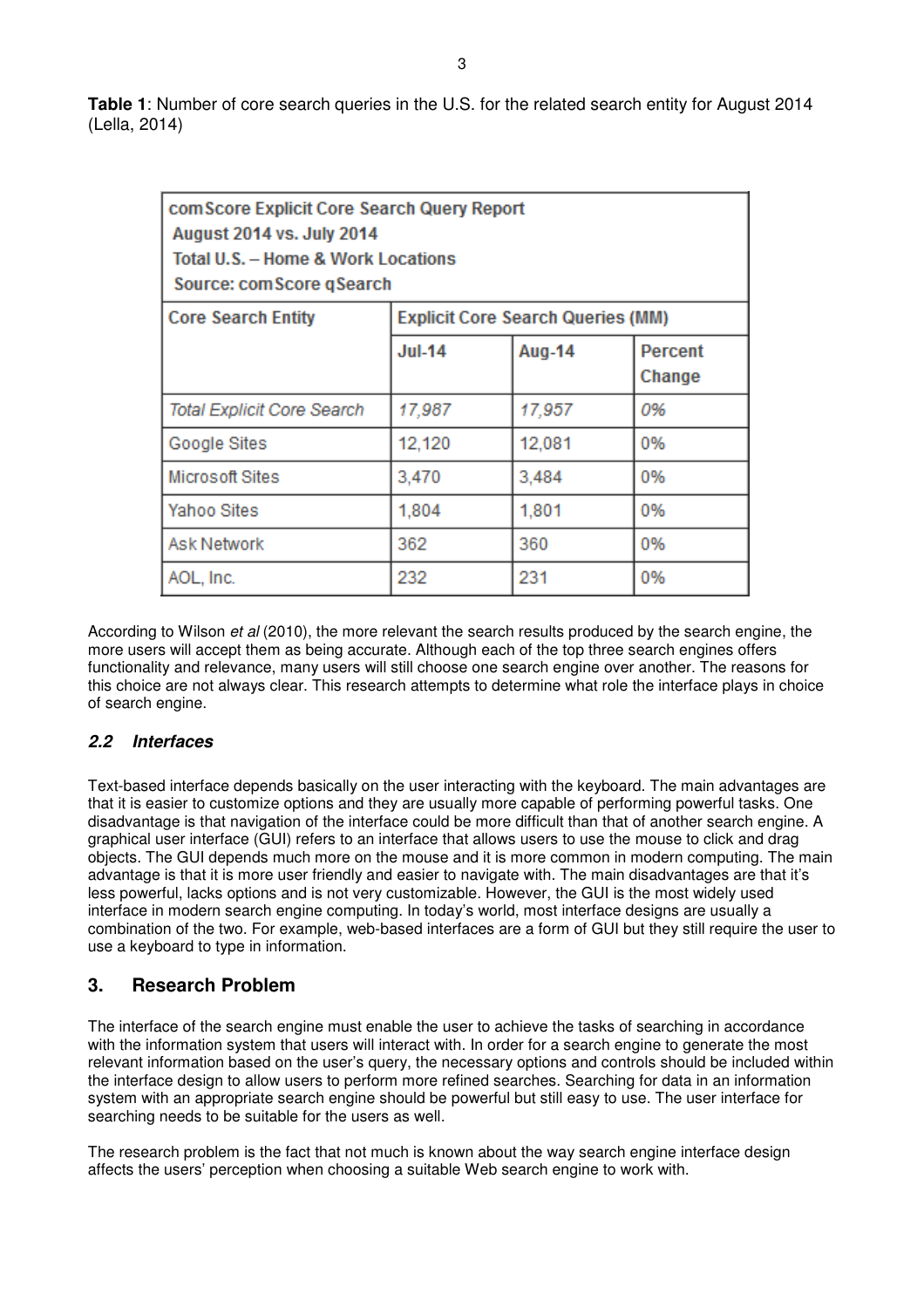**Table 1**: Number of core search queries in the U.S. for the related search entity for August 2014 (Lella, 2014)

| comScore Explicit Core Search Query Report<br>August 2014 vs. July 2014<br>Total U.S. – Home & Work Locations<br>Source: comScore qSearch | | | |
|---|---|---|---|
| Core Search Entity | Explicit Core Search Queries (MM) | | |
| | Jul-14 | Aug-14 | Percent Change |
| *Total Explicit Core Search* | *17,987* | *17,957* | *0%* |
| Google Sites | 12,120 | 12,081 | 0% |
| Microsoft Sites | 3,470 | 3,484 | 0% |
| Yahoo Sites | 1,804 | 1,801 | 0% |
| Ask Network | 362 | 360 | 0% |
| AOL, Inc. | 232 | 231 | 0% |

According to Wilson *et al* (2010), the more relevant the search results produced by the search engine, the more users will accept them as being accurate. Although each of the top three search engines offers functionality and relevance, many users will still choose one search engine over another. The reasons for this choice are not always clear. This research attempts to determine what role the interface plays in choice of search engine.

### *2.2 Interfaces*

Text-based interface depends basically on the user interacting with the keyboard. The main advantages are that it is easier to customize options and they are usually more capable of performing powerful tasks. One disadvantage is that navigation of the interface could be more difficult than that of another search engine. A graphical user interface (GUI) refers to an interface that allows users to use the mouse to click and drag objects. The GUI depends much more on the mouse and it is more common in modern computing. The main advantage is that it is more user friendly and easier to navigate with. The main disadvantages are that it's less powerful, lacks options and is not very customizable. However, the GUI is the most widely used interface in modern search engine computing. In today's world, most interface designs are usually a combination of the two. For example, web-based interfaces are a form of GUI but they still require the user to use a keyboard to type in information.

## 3. Research Problem

The interface of the search engine must enable the user to achieve the tasks of searching in accordance with the information system that users will interact with. In order for a search engine to generate the most relevant information based on the user's query, the necessary options and controls should be included within the interface design to allow users to perform more refined searches. Searching for data in an information system with an appropriate search engine should be powerful but still easy to use. The user interface for searching needs to be suitable for the users as well.

The research problem is the fact that not much is known about the way search engine interface design affects the users' perception when choosing a suitable Web search engine to work with.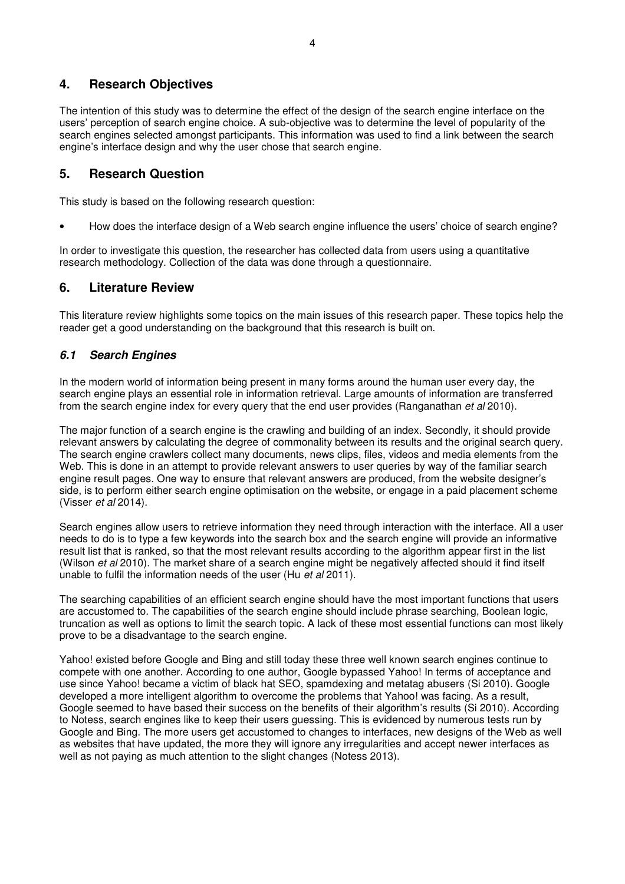## 4. Research Objectives

The intention of this study was to determine the effect of the design of the search engine interface on the users' perception of search engine choice. A sub-objective was to determine the level of popularity of the search engines selected amongst participants. This information was used to find a link between the search engine's interface design and why the user chose that search engine.

## 5. Research Question

This study is based on the following research question:

- How does the interface design of a Web search engine influence the users' choice of search engine?

In order to investigate this question, the researcher has collected data from users using a quantitative research methodology. Collection of the data was done through a questionnaire.

## 6. Literature Review

This literature review highlights some topics on the main issues of this research paper. These topics help the reader get a good understanding on the background that this research is built on.

### *6.1 Search Engines*

In the modern world of information being present in many forms around the human user every day, the search engine plays an essential role in information retrieval. Large amounts of information are transferred from the search engine index for every query that the end user provides (Ranganathan *et al* 2010).

The major function of a search engine is the crawling and building of an index. Secondly, it should provide relevant answers by calculating the degree of commonality between its results and the original search query. The search engine crawlers collect many documents, news clips, files, videos and media elements from the Web. This is done in an attempt to provide relevant answers to user queries by way of the familiar search engine result pages. One way to ensure that relevant answers are produced, from the website designer's side, is to perform either search engine optimisation on the website, or engage in a paid placement scheme (Visser *et al* 2014).

Search engines allow users to retrieve information they need through interaction with the interface. All a user needs to do is to type a few keywords into the search box and the search engine will provide an informative result list that is ranked, so that the most relevant results according to the algorithm appear first in the list (Wilson *et al* 2010). The market share of a search engine might be negatively affected should it find itself unable to fulfil the information needs of the user (Hu *et al* 2011).

The searching capabilities of an efficient search engine should have the most important functions that users are accustomed to. The capabilities of the search engine should include phrase searching, Boolean logic, truncation as well as options to limit the search topic. A lack of these most essential functions can most likely prove to be a disadvantage to the search engine.

Yahoo! existed before Google and Bing and still today these three well known search engines continue to compete with one another. According to one author, Google bypassed Yahoo! In terms of acceptance and use since Yahoo! became a victim of black hat SEO, spamdexing and metatag abusers (Si 2010). Google developed a more intelligent algorithm to overcome the problems that Yahoo! was facing. As a result, Google seemed to have based their success on the benefits of their algorithm's results (Si 2010). According to Notess, search engines like to keep their users guessing. This is evidenced by numerous tests run by Google and Bing. The more users get accustomed to changes to interfaces, new designs of the Web as well as websites that have updated, the more they will ignore any irregularities and accept newer interfaces as well as not paying as much attention to the slight changes (Notess 2013).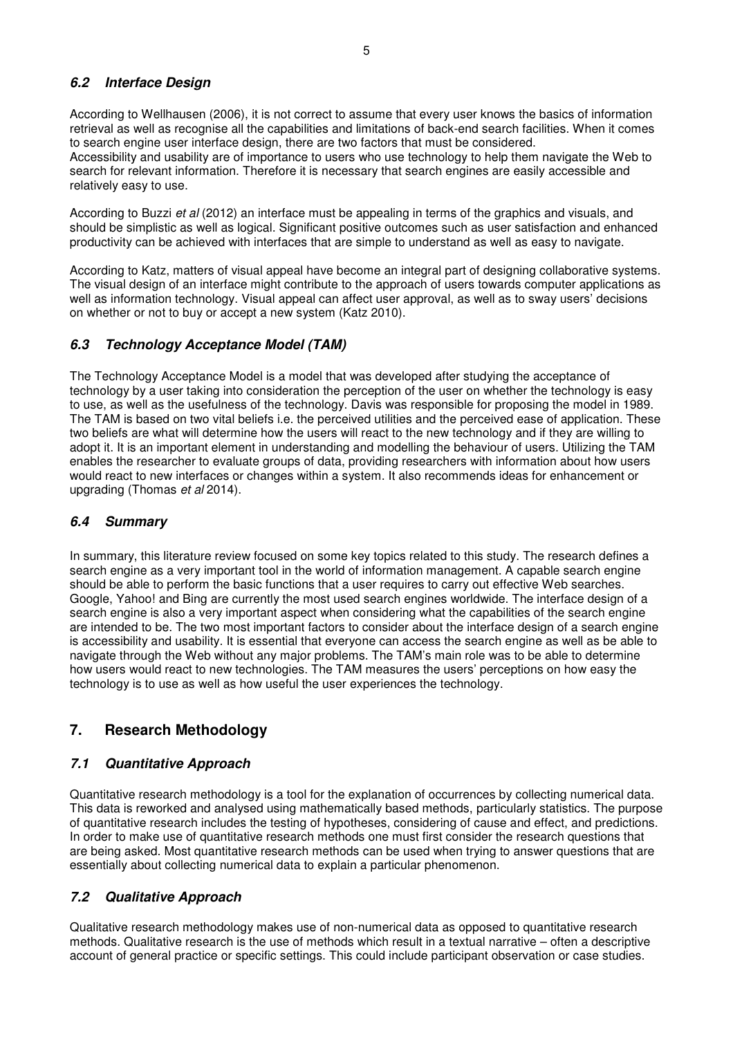### *6.2 Interface Design*

According to Wellhausen (2006), it is not correct to assume that every user knows the basics of information retrieval as well as recognise all the capabilities and limitations of back-end search facilities. When it comes to search engine user interface design, there are two factors that must be considered.
Accessibility and usability are of importance to users who use technology to help them navigate the Web to search for relevant information. Therefore it is necessary that search engines are easily accessible and relatively easy to use.

According to Buzzi *et al* (2012) an interface must be appealing in terms of the graphics and visuals, and should be simplistic as well as logical. Significant positive outcomes such as user satisfaction and enhanced productivity can be achieved with interfaces that are simple to understand as well as easy to navigate.

According to Katz, matters of visual appeal have become an integral part of designing collaborative systems. The visual design of an interface might contribute to the approach of users towards computer applications as well as information technology. Visual appeal can affect user approval, as well as to sway users' decisions on whether or not to buy or accept a new system (Katz 2010).

### *6.3 Technology Acceptance Model (TAM)*

The Technology Acceptance Model is a model that was developed after studying the acceptance of technology by a user taking into consideration the perception of the user on whether the technology is easy to use, as well as the usefulness of the technology. Davis was responsible for proposing the model in 1989. The TAM is based on two vital beliefs i.e. the perceived utilities and the perceived ease of application. These two beliefs are what will determine how the users will react to the new technology and if they are willing to adopt it. It is an important element in understanding and modelling the behaviour of users. Utilizing the TAM enables the researcher to evaluate groups of data, providing researchers with information about how users would react to new interfaces or changes within a system. It also recommends ideas for enhancement or upgrading (Thomas *et al* 2014).

### *6.4 Summary*

In summary, this literature review focused on some key topics related to this study. The research defines a search engine as a very important tool in the world of information management. A capable search engine should be able to perform the basic functions that a user requires to carry out effective Web searches. Google, Yahoo! and Bing are currently the most used search engines worldwide. The interface design of a search engine is also a very important aspect when considering what the capabilities of the search engine are intended to be. The two most important factors to consider about the interface design of a search engine is accessibility and usability. It is essential that everyone can access the search engine as well as be able to navigate through the Web without any major problems. The TAM's main role was to be able to determine how users would react to new technologies. The TAM measures the users' perceptions on how easy the technology is to use as well as how useful the user experiences the technology.

## 7. Research Methodology

### *7.1 Quantitative Approach*

Quantitative research methodology is a tool for the explanation of occurrences by collecting numerical data. This data is reworked and analysed using mathematically based methods, particularly statistics. The purpose of quantitative research includes the testing of hypotheses, considering of cause and effect, and predictions. In order to make use of quantitative research methods one must first consider the research questions that are being asked. Most quantitative research methods can be used when trying to answer questions that are essentially about collecting numerical data to explain a particular phenomenon.

### *7.2 Qualitative Approach*

Qualitative research methodology makes use of non-numerical data as opposed to quantitative research methods. Qualitative research is the use of methods which result in a textual narrative – often a descriptive account of general practice or specific settings. This could include participant observation or case studies.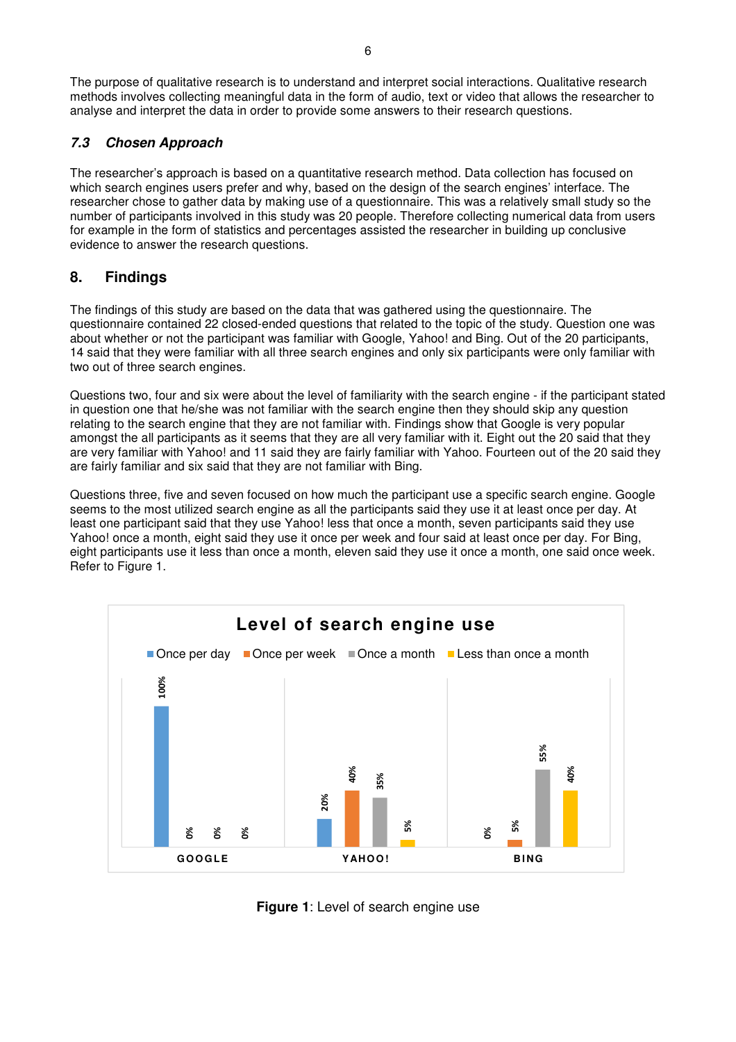The purpose of qualitative research is to understand and interpret social interactions. Qualitative research methods involves collecting meaningful data in the form of audio, text or video that allows the researcher to analyse and interpret the data in order to provide some answers to their research questions.

### *7.3 Chosen Approach*

The researcher's approach is based on a quantitative research method. Data collection has focused on which search engines users prefer and why, based on the design of the search engines' interface. The researcher chose to gather data by making use of a questionnaire. This was a relatively small study so the number of participants involved in this study was 20 people. Therefore collecting numerical data from users for example in the form of statistics and percentages assisted the researcher in building up conclusive evidence to answer the research questions.

## 8. Findings

The findings of this study are based on the data that was gathered using the questionnaire. The questionnaire contained 22 closed-ended questions that related to the topic of the study. Question one was about whether or not the participant was familiar with Google, Yahoo! and Bing. Out of the 20 participants, 14 said that they were familiar with all three search engines and only six participants were only familiar with two out of three search engines.

Questions two, four and six were about the level of familiarity with the search engine - if the participant stated in question one that he/she was not familiar with the search engine then they should skip any question relating to the search engine that they are not familiar with. Findings show that Google is very popular amongst the all participants as it seems that they are all very familiar with it. Eight out the 20 said that they are very familiar with Yahoo! and 11 said they are fairly familiar with Yahoo. Fourteen out of the 20 said they are fairly familiar and six said that they are not familiar with Bing.

Questions three, five and seven focused on how much the participant use a specific search engine. Google seems to the most utilized search engine as all the participants said they use it at least once per day. At least one participant said that they use Yahoo! less that once a month, seven participants said they use Yahoo! once a month, eight said they use it once per week and four said at least once per day. For Bing, eight participants use it less than once a month, eleven said they use it once a month, one said once week. Refer to Figure 1.

Level of search engine use

Once per day, Once per week, Once a month, Less than once a month

GOOGLE: 100%, 0%, 0%, 0%

YAHOO!: 20%, 40%, 35%, 5%

BING: 0%, 5%, 55%, 40%

**Figure 1**: Level of search engine use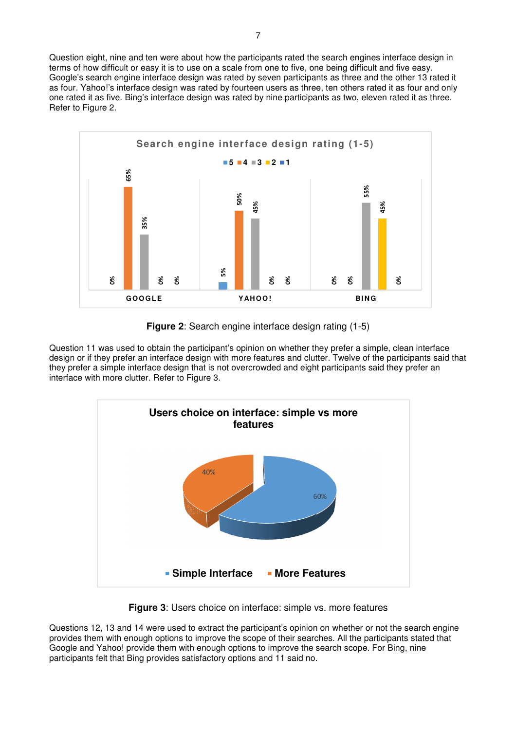Question eight, nine and ten were about how the participants rated the search engines interface design in terms of how difficult or easy it is to use on a scale from one to five, one being difficult and five easy. Google's search engine interface design was rated by seven participants as three and the other 13 rated it as four. Yahoo!'s interface design was rated by fourteen users as three, ten others rated it as four and only one rated it as five. Bing's interface design was rated by nine participants as two, eleven rated it as three. Refer to Figure 2.

Search engine interface design rating (1-5)

5 4 3 2 1

GOOGLE: 0%, 65%, 35%, 0%, 0%

YAHOO!: 5%, 50%, 45%, 0%, 0%

BING: 0%, 0%, 55%, 45%, 0%

**Figure 2**: Search engine interface design rating (1-5)

Question 11 was used to obtain the participant's opinion on whether they prefer a simple, clean interface design or if they prefer an interface design with more features and clutter. Twelve of the participants said that they prefer a simple interface design that is not overcrowded and eight participants said they prefer an interface with more clutter. Refer to Figure 3.

Users choice on interface: simple vs more features

40%

60%

Simple Interface · More Features

**Figure 3**: Users choice on interface: simple vs. more features

Questions 12, 13 and 14 were used to extract the participant's opinion on whether or not the search engine provides them with enough options to improve the scope of their searches. All the participants stated that Google and Yahoo! provide them with enough options to improve the search scope. For Bing, nine participants felt that Bing provides satisfactory options and 11 said no.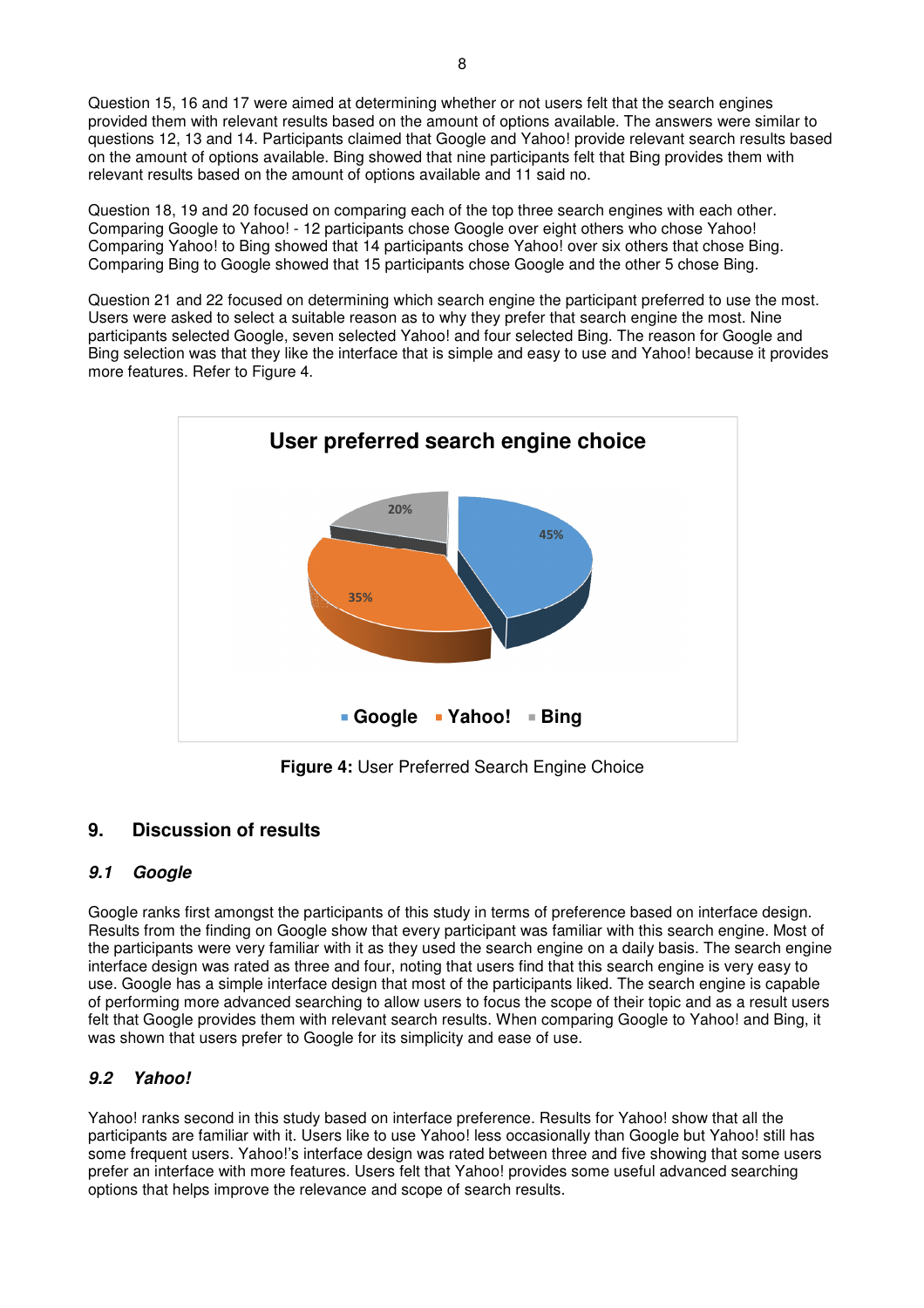Question 15, 16 and 17 were aimed at determining whether or not users felt that the search engines provided them with relevant results based on the amount of options available. The answers were similar to questions 12, 13 and 14. Participants claimed that Google and Yahoo! provide relevant search results based on the amount of options available. Bing showed that nine participants felt that Bing provides them with relevant results based on the amount of options available and 11 said no.

Question 18, 19 and 20 focused on comparing each of the top three search engines with each other. Comparing Google to Yahoo! - 12 participants chose Google over eight others who chose Yahoo! Comparing Yahoo! to Bing showed that 14 participants chose Yahoo! over six others that chose Bing. Comparing Bing to Google showed that 15 participants chose Google and the other 5 chose Bing.

Question 21 and 22 focused on determining which search engine the participant preferred to use the most. Users were asked to select a suitable reason as to why they prefer that search engine the most. Nine participants selected Google, seven selected Yahoo! and four selected Bing. The reason for Google and Bing selection was that they like the interface that is simple and easy to use and Yahoo! because it provides more features. Refer to Figure 4.

User preferred search engine choice

45%

35%

20%

Google Yahoo! Bing

**Figure 4:** User Preferred Search Engine Choice

## 9. Discussion of results

### *9.1 Google*

Google ranks first amongst the participants of this study in terms of preference based on interface design. Results from the finding on Google show that every participant was familiar with this search engine. Most of the participants were very familiar with it as they used the search engine on a daily basis. The search engine interface design was rated as three and four, noting that users find that this search engine is very easy to use. Google has a simple interface design that most of the participants liked. The search engine is capable of performing more advanced searching to allow users to focus the scope of their topic and as a result users felt that Google provides them with relevant search results. When comparing Google to Yahoo! and Bing, it was shown that users prefer to Google for its simplicity and ease of use.

### *9.2 Yahoo!*

Yahoo! ranks second in this study based on interface preference. Results for Yahoo! show that all the participants are familiar with it. Users like to use Yahoo! less occasionally than Google but Yahoo! still has some frequent users. Yahoo!'s interface design was rated between three and five showing that some users prefer an interface with more features. Users felt that Yahoo! provides some useful advanced searching options that helps improve the relevance and scope of search results.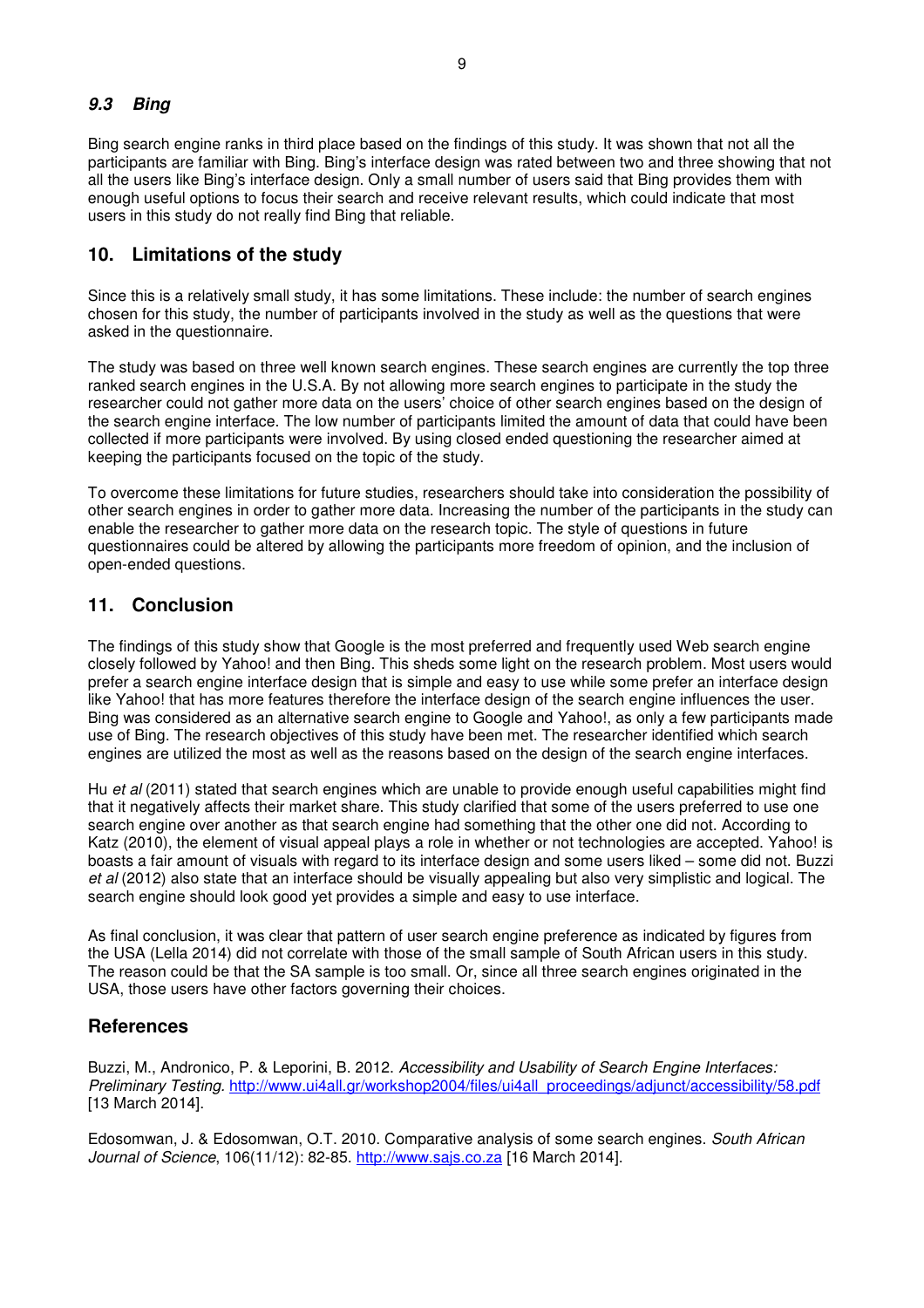### *9.3 Bing*

Bing search engine ranks in third place based on the findings of this study. It was shown that not all the participants are familiar with Bing. Bing's interface design was rated between two and three showing that not all the users like Bing's interface design. Only a small number of users said that Bing provides them with enough useful options to focus their search and receive relevant results, which could indicate that most users in this study do not really find Bing that reliable.

## 10. Limitations of the study

Since this is a relatively small study, it has some limitations. These include: the number of search engines chosen for this study, the number of participants involved in the study as well as the questions that were asked in the questionnaire.

The study was based on three well known search engines. These search engines are currently the top three ranked search engines in the U.S.A. By not allowing more search engines to participate in the study the researcher could not gather more data on the users' choice of other search engines based on the design of the search engine interface. The low number of participants limited the amount of data that could have been collected if more participants were involved. By using closed ended questioning the researcher aimed at keeping the participants focused on the topic of the study.

To overcome these limitations for future studies, researchers should take into consideration the possibility of other search engines in order to gather more data. Increasing the number of the participants in the study can enable the researcher to gather more data on the research topic. The style of questions in future questionnaires could be altered by allowing the participants more freedom of opinion, and the inclusion of open-ended questions.

## 11. Conclusion

The findings of this study show that Google is the most preferred and frequently used Web search engine closely followed by Yahoo! and then Bing. This sheds some light on the research problem. Most users would prefer a search engine interface design that is simple and easy to use while some prefer an interface design like Yahoo! that has more features therefore the interface design of the search engine influences the user. Bing was considered as an alternative search engine to Google and Yahoo!, as only a few participants made use of Bing. The research objectives of this study have been met. The researcher identified which search engines are utilized the most as well as the reasons based on the design of the search engine interfaces.

Hu *et al* (2011) stated that search engines which are unable to provide enough useful capabilities might find that it negatively affects their market share. This study clarified that some of the users preferred to use one search engine over another as that search engine had something that the other one did not. According to Katz (2010), the element of visual appeal plays a role in whether or not technologies are accepted. Yahoo! is boasts a fair amount of visuals with regard to its interface design and some users liked – some did not. Buzzi *et al* (2012) also state that an interface should be visually appealing but also very simplistic and logical. The search engine should look good yet provides a simple and easy to use interface.

As final conclusion, it was clear that pattern of user search engine preference as indicated by figures from the USA (Lella 2014) did not correlate with those of the small sample of South African users in this study. The reason could be that the SA sample is too small. Or, since all three search engines originated in the USA, those users have other factors governing their choices.

## References

Buzzi, M., Andronico, P. & Leporini, B. 2012. *Accessibility and Usability of Search Engine Interfaces: Preliminary Testing.* http://www.ui4all.gr/workshop2004/files/ui4all_proceedings/adjunct/accessibility/58.pdf [13 March 2014].

Edosomwan, J. & Edosomwan, O.T. 2010. Comparative analysis of some search engines. *South African Journal of Science*, 106(11/12): 82-85. http://www.sajs.co.za [16 March 2014].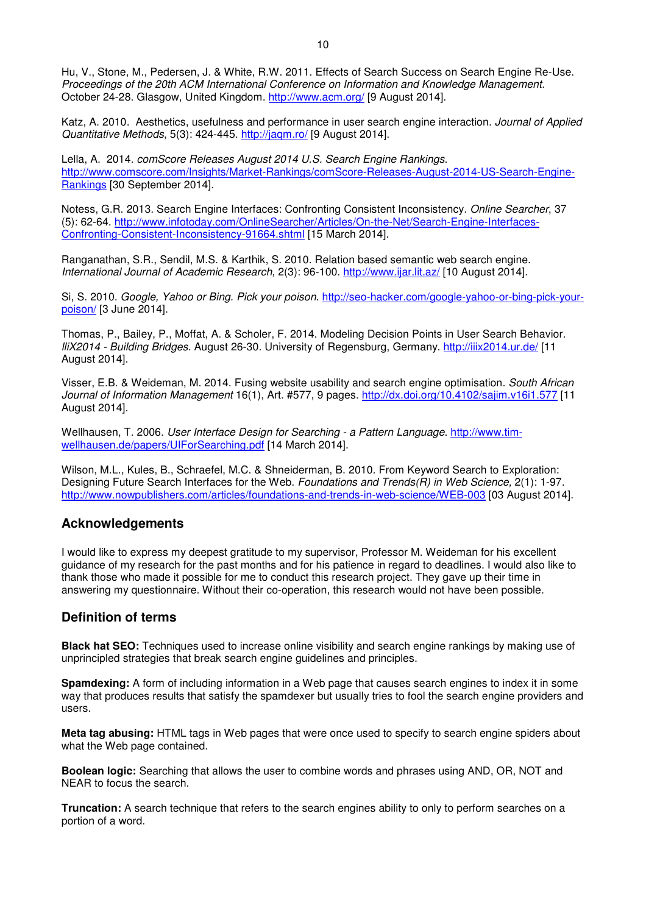Hu, V., Stone, M., Pedersen, J. & White, R.W. 2011. Effects of Search Success on Search Engine Re-Use. *Proceedings of the 20th ACM International Conference on Information and Knowledge Management.* October 24-28. Glasgow, United Kingdom. http://www.acm.org/ [9 August 2014].

Katz, A. 2010. Aesthetics, usefulness and performance in user search engine interaction. *Journal of Applied Quantitative Methods*, 5(3): 424-445. http://jaqm.ro/ [9 August 2014].

Lella, A. 2014. *comScore Releases August 2014 U.S. Search Engine Rankings*. http://www.comscore.com/Insights/Market-Rankings/comScore-Releases-August-2014-US-Search-Engine-Rankings [30 September 2014].

Notess, G.R. 2013. Search Engine Interfaces: Confronting Consistent Inconsistency. *Online Searcher*, 37 (5): 62-64. http://www.infotoday.com/OnlineSearcher/Articles/On-the-Net/Search-Engine-Interfaces-Confronting-Consistent-Inconsistency-91664.shtml [15 March 2014].

Ranganathan, S.R., Sendil, M.S. & Karthik, S. 2010. Relation based semantic web search engine. *International Journal of Academic Research,* 2(3): 96-100. http://www.ijar.lit.az/ [10 August 2014].

Si, S. 2010. *Google, Yahoo or Bing. Pick your poison*. http://seo-hacker.com/google-yahoo-or-bing-pick-your-poison/ [3 June 2014].

Thomas, P., Bailey, P., Moffat, A. & Scholer, F. 2014. Modeling Decision Points in User Search Behavior. *IIiX2014 - Building Bridges*. August 26-30. University of Regensburg, Germany. http://iiix2014.ur.de/ [11 August 2014].

Visser, E.B. & Weideman, M. 2014. Fusing website usability and search engine optimisation. *South African Journal of Information Management* 16(1), Art. #577, 9 pages. http://dx.doi.org/10.4102/sajim.v16i1.577 [11 August 2014].

Wellhausen, T. 2006. *User Interface Design for Searching - a Pattern Language*. http://www.tim-wellhausen.de/papers/UIForSearching.pdf [14 March 2014].

Wilson, M.L., Kules, B., Schraefel, M.C. & Shneiderman, B. 2010. From Keyword Search to Exploration: Designing Future Search Interfaces for the Web. *Foundations and Trends(R) in Web Science,* 2(1): 1-97. http://www.nowpublishers.com/articles/foundations-and-trends-in-web-science/WEB-003 [03 August 2014].

## Acknowledgements

I would like to express my deepest gratitude to my supervisor, Professor M. Weideman for his excellent guidance of my research for the past months and for his patience in regard to deadlines. I would also like to thank those who made it possible for me to conduct this research project. They gave up their time in answering my questionnaire. Without their co-operation, this research would not have been possible.

## Definition of terms

**Black hat SEO:** Techniques used to increase online visibility and search engine rankings by making use of unprincipled strategies that break search engine guidelines and principles.

**Spamdexing:** A form of including information in a Web page that causes search engines to index it in some way that produces results that satisfy the spamdexer but usually tries to fool the search engine providers and users.

**Meta tag abusing:** HTML tags in Web pages that were once used to specify to search engine spiders about what the Web page contained.

**Boolean logic:** Searching that allows the user to combine words and phrases using AND, OR, NOT and NEAR to focus the search.

**Truncation:** A search technique that refers to the search engines ability to only to perform searches on a portion of a word.